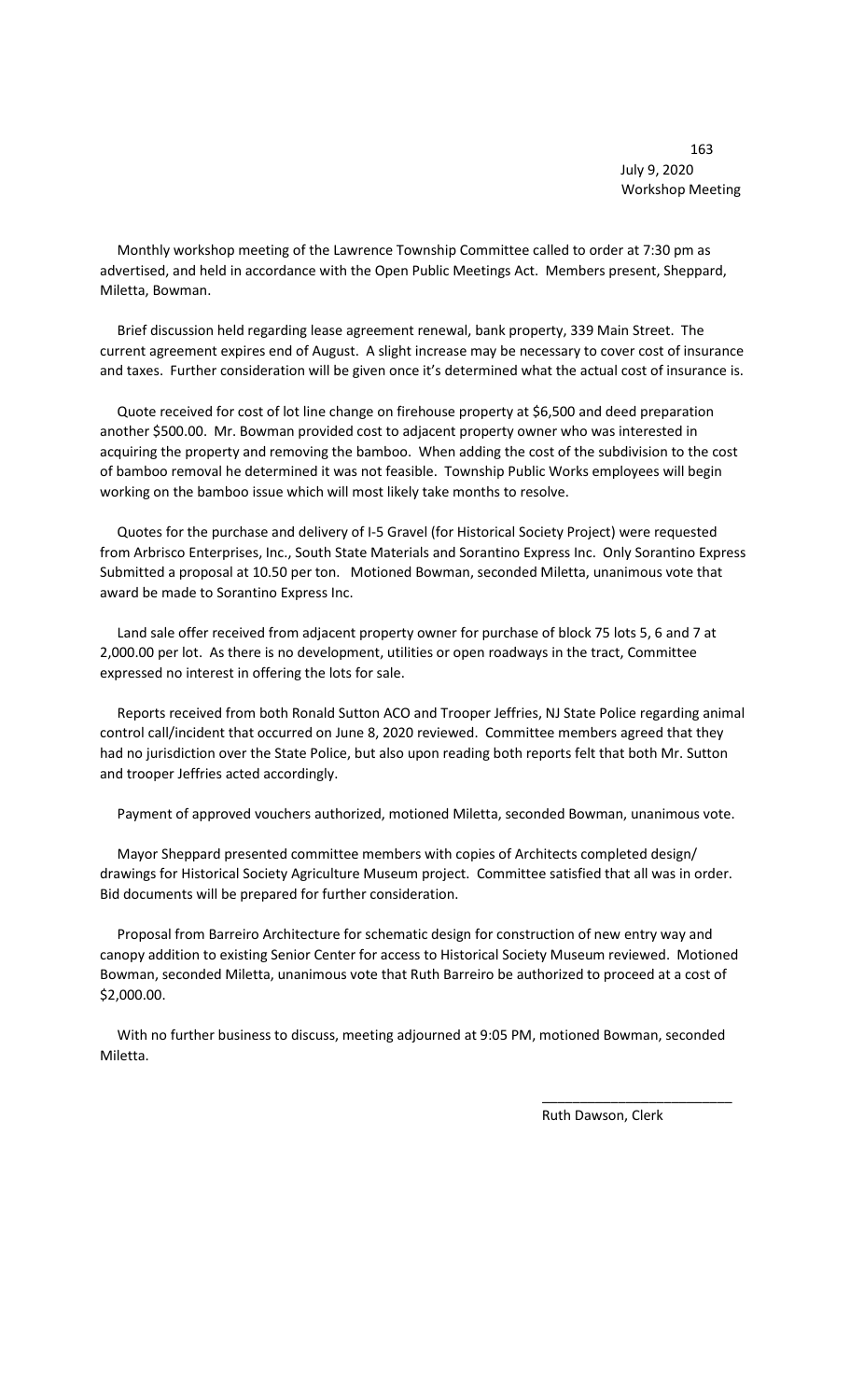July 9, 2020
Workshop Meeting

Monthly workshop meeting of the Lawrence Township Committee called to order at 7:30 pm as advertised, and held in accordance with the Open Public Meetings Act. Members present, Sheppard, Miletta, Bowman.

Brief discussion held regarding lease agreement renewal, bank property, 339 Main Street. The current agreement expires end of August. A slight increase may be necessary to cover cost of insurance and taxes. Further consideration will be given once it's determined what the actual cost of insurance is.

Quote received for cost of lot line change on firehouse property at $6,500 and deed preparation another $500.00. Mr. Bowman provided cost to adjacent property owner who was interested in acquiring the property and removing the bamboo. When adding the cost of the subdivision to the cost of bamboo removal he determined it was not feasible. Township Public Works employees will begin working on the bamboo issue which will most likely take months to resolve.

Quotes for the purchase and delivery of I-5 Gravel (for Historical Society Project) were requested from Arbrisco Enterprises, Inc., South State Materials and Sorantino Express Inc. Only Sorantino Express Submitted a proposal at 10.50 per ton. Motioned Bowman, seconded Miletta, unanimous vote that award be made to Sorantino Express Inc.

Land sale offer received from adjacent property owner for purchase of block 75 lots 5, 6 and 7 at 2,000.00 per lot. As there is no development, utilities or open roadways in the tract, Committee expressed no interest in offering the lots for sale.

Reports received from both Ronald Sutton ACO and Trooper Jeffries, NJ State Police regarding animal control call/incident that occurred on June 8, 2020 reviewed. Committee members agreed that they had no jurisdiction over the State Police, but also upon reading both reports felt that both Mr. Sutton and trooper Jeffries acted accordingly.

Payment of approved vouchers authorized, motioned Miletta, seconded Bowman, unanimous vote.

Mayor Sheppard presented committee members with copies of Architects completed design/ drawings for Historical Society Agriculture Museum project. Committee satisfied that all was in order. Bid documents will be prepared for further consideration.

Proposal from Barreiro Architecture for schematic design for construction of new entry way and canopy addition to existing Senior Center for access to Historical Society Museum reviewed. Motioned Bowman, seconded Miletta, unanimous vote that Ruth Barreiro be authorized to proceed at a cost of $2,000.00.

With no further business to discuss, meeting adjourned at 9:05 PM, motioned Bowman, seconded Miletta.

\_\_\_\_\_\_\_\_\_\_\_\_\_\_\_\_\_\_\_\_\_\_\_\_\_\_

Ruth Dawson, Clerk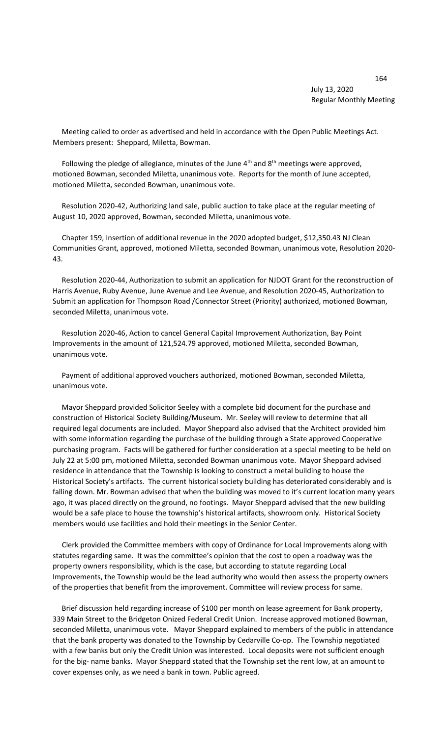July 13, 2020
Regular Monthly Meeting

Meeting called to order as advertised and held in accordance with the Open Public Meetings Act. Members present: Sheppard, Miletta, Bowman.

Following the pledge of allegiance, minutes of the June 4th and 8th meetings were approved, motioned Bowman, seconded Miletta, unanimous vote. Reports for the month of June accepted, motioned Miletta, seconded Bowman, unanimous vote.

Resolution 2020-42, Authorizing land sale, public auction to take place at the regular meeting of August 10, 2020 approved, Bowman, seconded Miletta, unanimous vote.

Chapter 159, Insertion of additional revenue in the 2020 adopted budget, $12,350.43 NJ Clean Communities Grant, approved, motioned Miletta, seconded Bowman, unanimous vote, Resolution 2020-43.

Resolution 2020-44, Authorization to submit an application for NJDOT Grant for the reconstruction of Harris Avenue, Ruby Avenue, June Avenue and Lee Avenue, and Resolution 2020-45, Authorization to Submit an application for Thompson Road /Connector Street (Priority) authorized, motioned Bowman, seconded Miletta, unanimous vote.

Resolution 2020-46, Action to cancel General Capital Improvement Authorization, Bay Point Improvements in the amount of 121,524.79 approved, motioned Miletta, seconded Bowman, unanimous vote.

Payment of additional approved vouchers authorized, motioned Bowman, seconded Miletta, unanimous vote.

Mayor Sheppard provided Solicitor Seeley with a complete bid document for the purchase and construction of Historical Society Building/Museum. Mr. Seeley will review to determine that all required legal documents are included. Mayor Sheppard also advised that the Architect provided him with some information regarding the purchase of the building through a State approved Cooperative purchasing program. Facts will be gathered for further consideration at a special meeting to be held on July 22 at 5:00 pm, motioned Miletta, seconded Bowman unanimous vote. Mayor Sheppard advised residence in attendance that the Township is looking to construct a metal building to house the Historical Society's artifacts. The current historical society building has deteriorated considerably and is falling down. Mr. Bowman advised that when the building was moved to it's current location many years ago, it was placed directly on the ground, no footings. Mayor Sheppard advised that the new building would be a safe place to house the township's historical artifacts, showroom only. Historical Society members would use facilities and hold their meetings in the Senior Center.

Clerk provided the Committee members with copy of Ordinance for Local Improvements along with statutes regarding same. It was the committee's opinion that the cost to open a roadway was the property owners responsibility, which is the case, but according to statute regarding Local Improvements, the Township would be the lead authority who would then assess the property owners of the properties that benefit from the improvement. Committee will review process for same.

Brief discussion held regarding increase of $100 per month on lease agreement for Bank property, 339 Main Street to the Bridgeton Onized Federal Credit Union. Increase approved motioned Bowman, seconded Miletta, unanimous vote. Mayor Sheppard explained to members of the public in attendance that the bank property was donated to the Township by Cedarville Co-op. The Township negotiated with a few banks but only the Credit Union was interested. Local deposits were not sufficient enough for the big- name banks. Mayor Sheppard stated that the Township set the rent low, at an amount to cover expenses only, as we need a bank in town. Public agreed.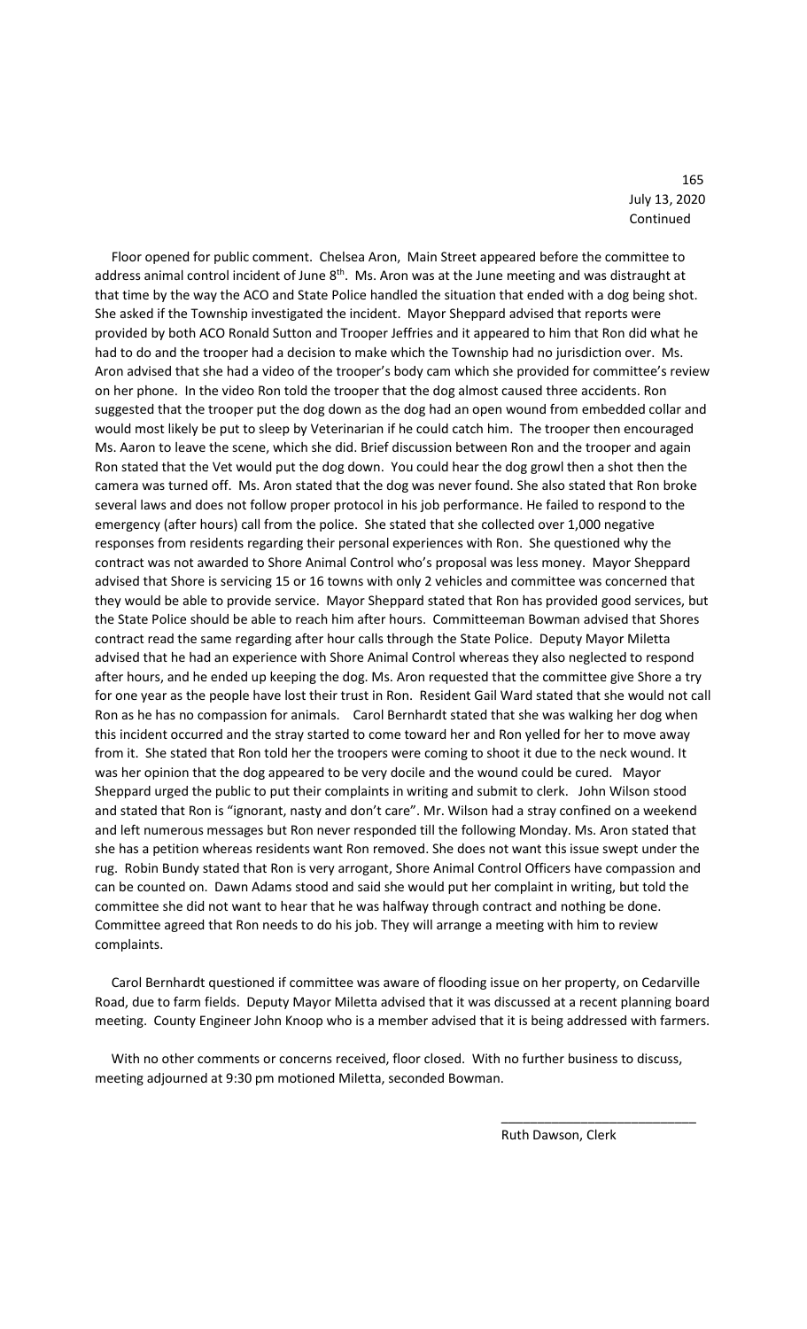July 13, 2020
Continued

Floor opened for public comment. Chelsea Aron, Main Street appeared before the committee to address animal control incident of June 8th. Ms. Aron was at the June meeting and was distraught at that time by the way the ACO and State Police handled the situation that ended with a dog being shot. She asked if the Township investigated the incident. Mayor Sheppard advised that reports were provided by both ACO Ronald Sutton and Trooper Jeffries and it appeared to him that Ron did what he had to do and the trooper had a decision to make which the Township had no jurisdiction over. Ms. Aron advised that she had a video of the trooper's body cam which she provided for committee's review on her phone. In the video Ron told the trooper that the dog almost caused three accidents. Ron suggested that the trooper put the dog down as the dog had an open wound from embedded collar and would most likely be put to sleep by Veterinarian if he could catch him. The trooper then encouraged Ms. Aaron to leave the scene, which she did. Brief discussion between Ron and the trooper and again Ron stated that the Vet would put the dog down. You could hear the dog growl then a shot then the camera was turned off. Ms. Aron stated that the dog was never found. She also stated that Ron broke several laws and does not follow proper protocol in his job performance. He failed to respond to the emergency (after hours) call from the police. She stated that she collected over 1,000 negative responses from residents regarding their personal experiences with Ron. She questioned why the contract was not awarded to Shore Animal Control who's proposal was less money. Mayor Sheppard advised that Shore is servicing 15 or 16 towns with only 2 vehicles and committee was concerned that they would be able to provide service. Mayor Sheppard stated that Ron has provided good services, but the State Police should be able to reach him after hours. Committeeman Bowman advised that Shores contract read the same regarding after hour calls through the State Police. Deputy Mayor Miletta advised that he had an experience with Shore Animal Control whereas they also neglected to respond after hours, and he ended up keeping the dog. Ms. Aron requested that the committee give Shore a try for one year as the people have lost their trust in Ron. Resident Gail Ward stated that she would not call Ron as he has no compassion for animals. Carol Bernhardt stated that she was walking her dog when this incident occurred and the stray started to come toward her and Ron yelled for her to move away from it. She stated that Ron told her the troopers were coming to shoot it due to the neck wound. It was her opinion that the dog appeared to be very docile and the wound could be cured. Mayor Sheppard urged the public to put their complaints in writing and submit to clerk. John Wilson stood and stated that Ron is "ignorant, nasty and don't care". Mr. Wilson had a stray confined on a weekend and left numerous messages but Ron never responded till the following Monday. Ms. Aron stated that she has a petition whereas residents want Ron removed. She does not want this issue swept under the rug. Robin Bundy stated that Ron is very arrogant, Shore Animal Control Officers have compassion and can be counted on. Dawn Adams stood and said she would put her complaint in writing, but told the committee she did not want to hear that he was halfway through contract and nothing be done. Committee agreed that Ron needs to do his job. They will arrange a meeting with him to review complaints.

Carol Bernhardt questioned if committee was aware of flooding issue on her property, on Cedarville Road, due to farm fields. Deputy Mayor Miletta advised that it was discussed at a recent planning board meeting. County Engineer John Knoop who is a member advised that it is being addressed with farmers.

With no other comments or concerns received, floor closed. With no further business to discuss, meeting adjourned at 9:30 pm motioned Miletta, seconded Bowman.

\_\_\_\_\_\_\_\_\_\_\_\_\_\_\_\_\_\_\_\_\_\_\_\_\_\_\_\_

Ruth Dawson, Clerk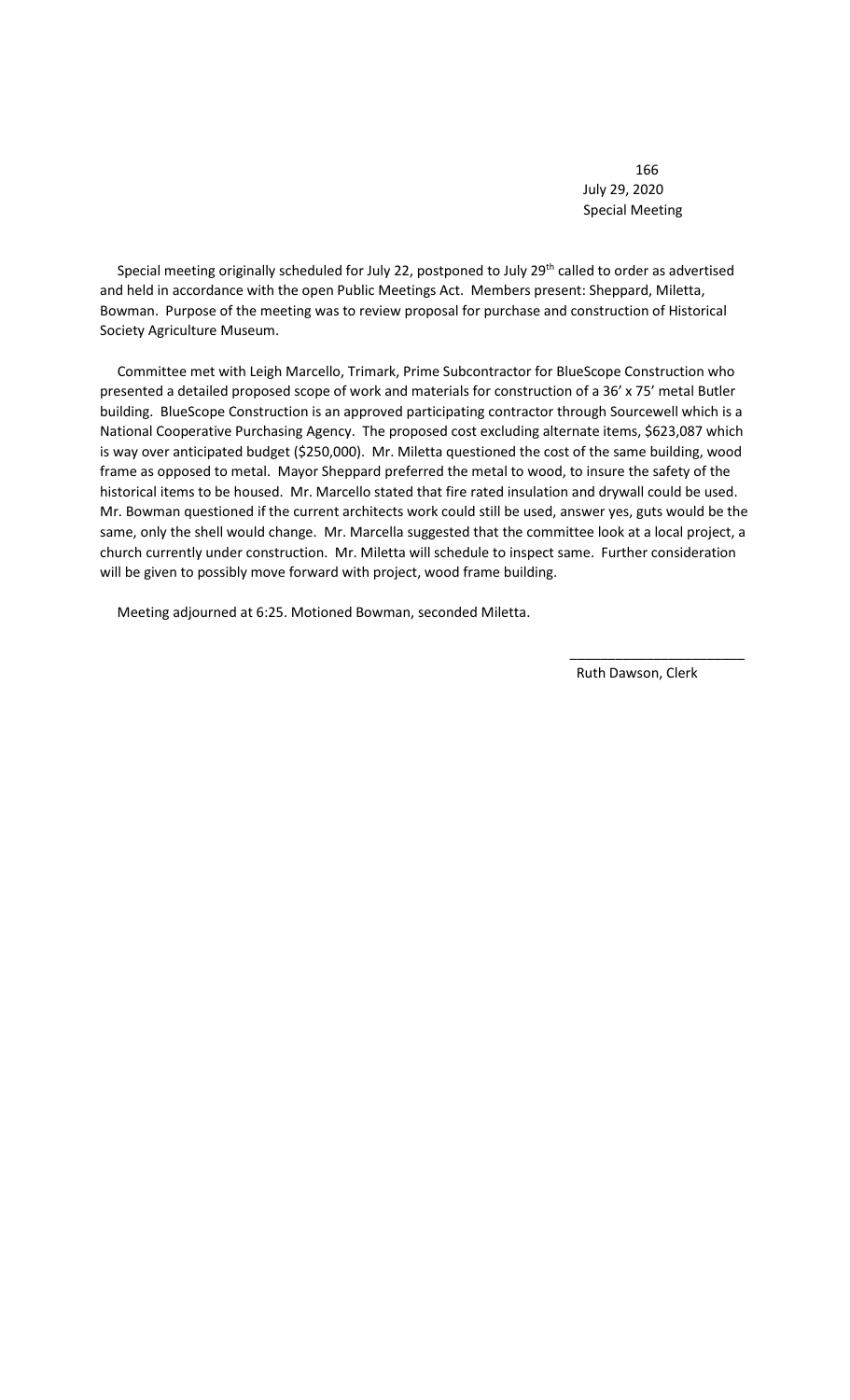July 29, 2020
Special Meeting

Special meeting originally scheduled for July 22, postponed to July 29th called to order as advertised and held in accordance with the open Public Meetings Act. Members present: Sheppard, Miletta, Bowman. Purpose of the meeting was to review proposal for purchase and construction of Historical Society Agriculture Museum.

Committee met with Leigh Marcello, Trimark, Prime Subcontractor for BlueScope Construction who presented a detailed proposed scope of work and materials for construction of a 36' x 75' metal Butler building. BlueScope Construction is an approved participating contractor through Sourcewell which is a National Cooperative Purchasing Agency. The proposed cost excluding alternate items, $623,087 which is way over anticipated budget ($250,000). Mr. Miletta questioned the cost of the same building, wood frame as opposed to metal. Mayor Sheppard preferred the metal to wood, to insure the safety of the historical items to be housed. Mr. Marcello stated that fire rated insulation and drywall could be used. Mr. Bowman questioned if the current architects work could still be used, answer yes, guts would be the same, only the shell would change. Mr. Marcella suggested that the committee look at a local project, a church currently under construction. Mr. Miletta will schedule to inspect same. Further consideration will be given to possibly move forward with project, wood frame building.

Meeting adjourned at 6:25. Motioned Bowman, seconded Miletta.

\_\_\_\_\_\_\_\_\_\_\_\_\_\_\_\_\_\_\_\_\_\_\_\_

Ruth Dawson, Clerk